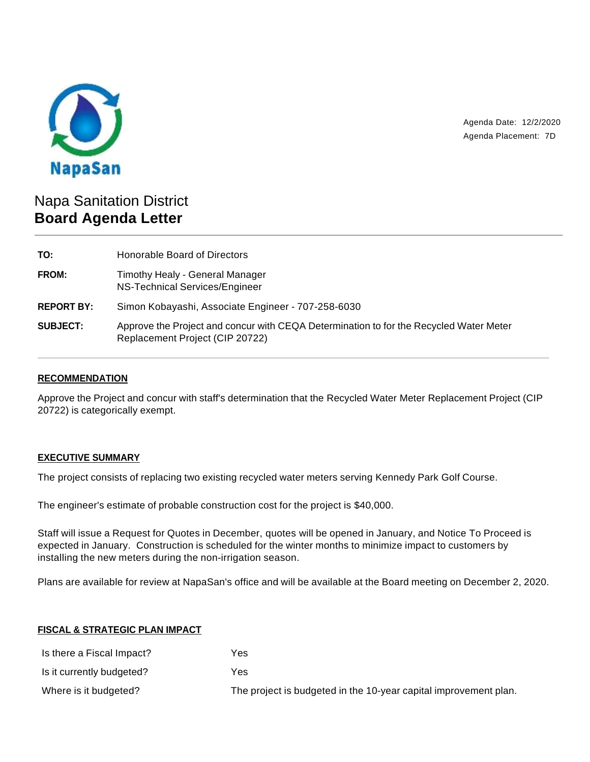NapaSan

Agenda Date: 12/2/2020
Agenda Placement: 7D

# Napa Sanitation District
## Board Agenda Letter

| | |
|---|---|
| **TO:** | Honorable Board of Directors |
| **FROM:** | Timothy Healy - General Manager<br>NS-Technical Services/Engineer |
| **REPORT BY:** | Simon Kobayashi, Associate Engineer - 707-258-6030 |
| **SUBJECT:** | Approve the Project and concur with CEQA Determination to for the Recycled Water Meter Replacement Project (CIP 20722) |

### RECOMMENDATION

Approve the Project and concur with staff's determination that the Recycled Water Meter Replacement Project (CIP 20722) is categorically exempt.

### EXECUTIVE SUMMARY

The project consists of replacing two existing recycled water meters serving Kennedy Park Golf Course.

The engineer's estimate of probable construction cost for the project is $40,000.

Staff will issue a Request for Quotes in December, quotes will be opened in January, and Notice To Proceed is expected in January. Construction is scheduled for the winter months to minimize impact to customers by installing the new meters during the non-irrigation season.

Plans are available for review at NapaSan's office and will be available at the Board meeting on December 2, 2020.

### FISCAL & STRATEGIC PLAN IMPACT

| | |
|---|---|
| Is there a Fiscal Impact? | Yes |
| Is it currently budgeted? | Yes |
| Where is it budgeted? | The project is budgeted in the 10-year capital improvement plan. |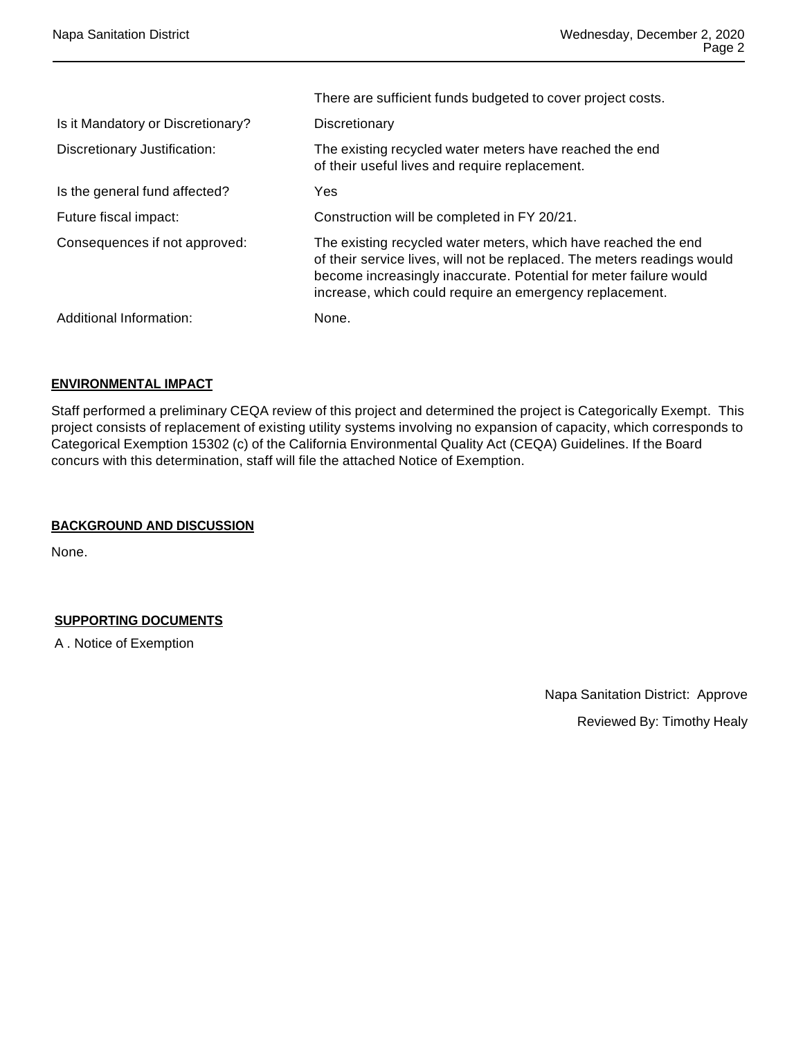| | |
|---|---|
| | There are sufficient funds budgeted to cover project costs. |
| Is it Mandatory or Discretionary? | Discretionary |
| Discretionary Justification: | The existing recycled water meters have reached the end of their useful lives and require replacement. |
| Is the general fund affected? | Yes |
| Future fiscal impact: | Construction will be completed in FY 20/21. |
| Consequences if not approved: | The existing recycled water meters, which have reached the end of their service lives, will not be replaced. The meters readings would become increasingly inaccurate. Potential for meter failure would increase, which could require an emergency replacement. |
| Additional Information: | None. |

## ENVIRONMENTAL IMPACT

Staff performed a preliminary CEQA review of this project and determined the project is Categorically Exempt. This project consists of replacement of existing utility systems involving no expansion of capacity, which corresponds to Categorical Exemption 15302 (c) of the California Environmental Quality Act (CEQA) Guidelines. If the Board concurs with this determination, staff will file the attached Notice of Exemption.

## BACKGROUND AND DISCUSSION

None.

## SUPPORTING DOCUMENTS

A . Notice of Exemption

Napa Sanitation District: Approve

Reviewed By: Timothy Healy